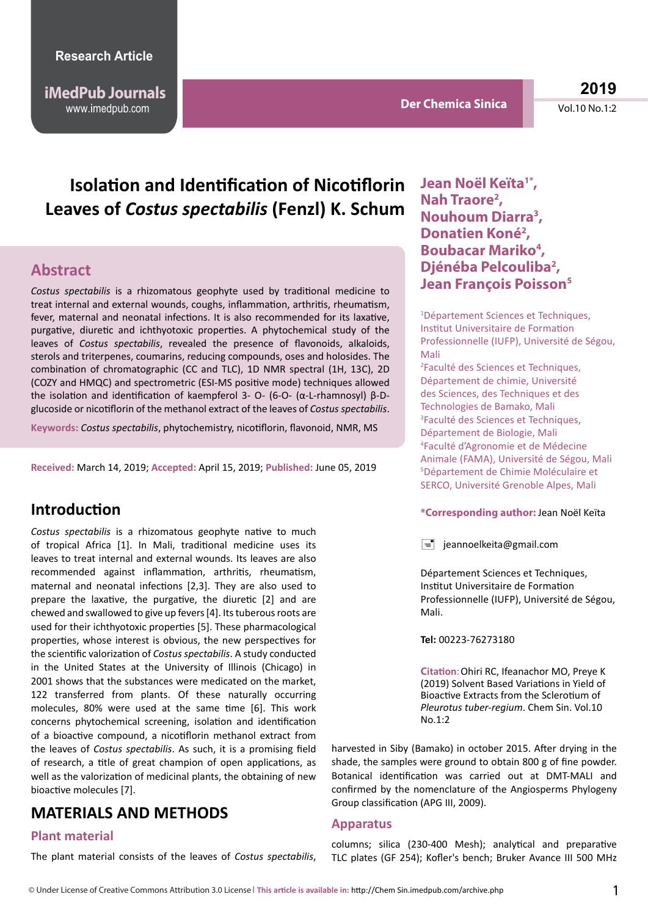Research Article

# Isolation and Identification of Nicotiflorin Leaves of *Costus spectabilis* (Fenzl) K. Schum

**Jean Noël Keïta[1*], Nah Traore[2], Nouhoum Diarra[3], Donatien Koné[2], Boubacar Mariko[4], Djénéba Pelcouliba[2], Jean François Poisson[5]**

[1]Département Sciences et Techniques, Institut Universitaire de Formation Professionnelle (IUFP), Université de Ségou, Mali

[2]Faculté des Sciences et Techniques, Département de chimie, Université des Sciences, des Techniques et des Technologies de Bamako, Mali

[3]Faculté des Sciences et Techniques, Département de Biologie, Mali

[4]Faculté d'Agronomie et de Médecine Animale (FAMA), Université de Ségou, Mali

[5]Département de Chimie Moléculaire et SERCO, Université Grenoble Alpes, Mali

**\*Corresponding author:** Jean Noël Keïta

jeannoelkeita@gmail.com

Département Sciences et Techniques, Institut Universitaire de Formation Professionnelle (IUFP), Université de Ségou, Mali.

**Tel:** 00223-76273180

**Citation**: Ohiri RC, Ifeanachor MO, Preye K (2019) Solvent Based Variations in Yield of Bioactive Extracts from the Sclerotium of *Pleurotus tuber-regium*. Chem Sin. Vol.10 No.1:2

## Abstract

*Costus spectabilis* is a rhizomatous geophyte used by traditional medicine to treat internal and external wounds, coughs, inflammation, arthritis, rheumatism, fever, maternal and neonatal infections. It is also recommended for its laxative, purgative, diuretic and ichthyotoxic properties. A phytochemical study of the leaves of *Costus spectabilis*, revealed the presence of flavonoids, alkaloids, sterols and triterpenes, coumarins, reducing compounds, oses and holosides. The combination of chromatographic (CC and TLC), 1D NMR spectral (1H, 13C), 2D (COZY and HMQC) and spectrometric (ESI-MS positive mode) techniques allowed the isolation and identification of kaempferol 3- O- (6-O- (α-L-rhamnosyl) β-D-glucoside or nicotiflorin of the methanol extract of the leaves of *Costus spectabilis*.

**Keywords:** *Costus spectabilis*, phytochemistry, nicotiflorin, flavonoid, NMR, MS

**Received:** March 14, 2019; **Accepted:** April 15, 2019; **Published:** June 05, 2019

## Introduction

*Costus spectabilis* is a rhizomatous geophyte native to much of tropical Africa [1]. In Mali, traditional medicine uses its leaves to treat internal and external wounds. Its leaves are also recommended against inflammation, arthritis, rheumatism, maternal and neonatal infections [2,3]. They are also used to prepare the laxative, the purgative, the diuretic [2] and are chewed and swallowed to give up fevers [4]. Its tuberous roots are used for their ichthyotoxic properties [5]. These pharmacological properties, whose interest is obvious, the new perspectives for the scientific valorization of *Costus spectabilis*. A study conducted in the United States at the University of Illinois (Chicago) in 2001 shows that the substances were medicated on the market, 122 transferred from plants. Of these naturally occurring molecules, 80% were used at the same time [6]. This work concerns phytochemical screening, isolation and identification of a bioactive compound, a nicotiflorin methanol extract from the leaves of *Costus spectabilis*. As such, it is a promising field of research, a title of great champion of open applications, as well as the valorization of medicinal plants, the obtaining of new bioactive molecules [7].

## MATERIALS AND METHODS

### Plant material

The plant material consists of the leaves of *Costus spectabilis*, harvested in Siby (Bamako) in october 2015. After drying in the shade, the samples were ground to obtain 800 g of fine powder. Botanical identification was carried out at DMT-MALI and confirmed by the nomenclature of the Angiosperms Phylogeny Group classification (APG III, 2009).

### Apparatus

columns; silica (230-400 Mesh); analytical and preparative TLC plates (GF 254); Kofler's bench; Bruker Avance III 500 MHz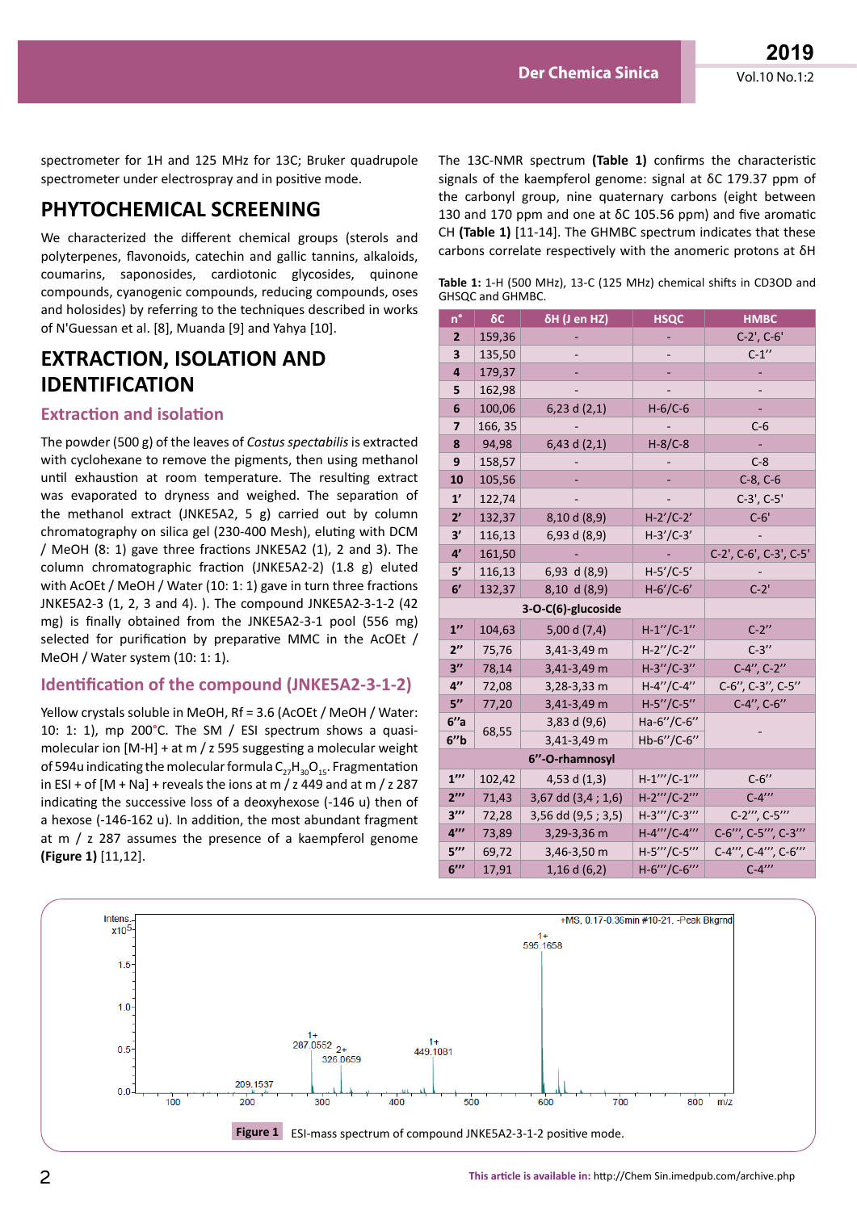spectrometer for 1H and 125 MHz for 13C; Bruker quadrupole spectrometer under electrospray and in positive mode.

## PHYTOCHEMICAL SCREENING

We characterized the different chemical groups (sterols and polyterpenes, flavonoids, catechin and gallic tannins, alkaloids, coumarins, saponosides, cardiotonic glycosides, quinone compounds, cyanogenic compounds, reducing compounds, oses and holosides) by referring to the techniques described in works of N'Guessan et al. [8], Muanda [9] and Yahya [10].

## EXTRACTION, ISOLATION AND IDENTIFICATION

### Extraction and isolation

The powder (500 g) of the leaves of *Costus spectabilis* is extracted with cyclohexane to remove the pigments, then using methanol until exhaustion at room temperature. The resulting extract was evaporated to dryness and weighed. The separation of the methanol extract (JNKE5A2, 5 g) carried out by column chromatography on silica gel (230-400 Mesh), eluting with DCM / MeOH (8: 1) gave three fractions JNKE5A2 (1), 2 and 3). The column chromatographic fraction (JNKE5A2-2) (1.8 g) eluted with AcOEt / MeOH / Water (10: 1: 1) gave in turn three fractions JNKE5A2-3 (1, 2, 3 and 4). ). The compound JNKE5A2-3-1-2 (42 mg) is finally obtained from the JNKE5A2-3-1 pool (556 mg) selected for purification by preparative MMC in the AcOEt / MeOH / Water system (10: 1: 1).

### Identification of the compound (JNKE5A2-3-1-2)

Yellow crystals soluble in MeOH, Rf = 3.6 (AcOEt / MeOH / Water: 10: 1: 1), mp 200°C. The SM / ESI spectrum shows a quasi-molecular ion [M-H] + at m / z 595 suggesting a molecular weight of 594u indicating the molecular formula $C_{27}H_{30}O_{15}$. Fragmentation in ESI + of [M + Na] + reveals the ions at m / z 449 and at m / z 287 indicating the successive loss of a deoxyhexose (-146 u) then of a hexose (-146-162 u). In addition, the most abundant fragment at m / z 287 assumes the presence of a kaempferol genome **(Figure 1)** [11,12].

The 13C-NMR spectrum **(Table 1)** confirms the characteristic signals of the kaempferol genome: signal at δC 179.37 ppm of the carbonyl group, nine quaternary carbons (eight between 130 and 170 ppm and one at δC 105.56 ppm) and five aromatic CH **(Table 1)** [11-14]. The GHMBC spectrum indicates that these carbons correlate respectively with the anomeric protons at δH

**Table 1:** 1-H (500 MHz), 13-C (125 MHz) chemical shifts in CD3OD and GHSQC and GHMBC.

| n° | δC | δH (J en HZ) | HSQC | HMBC |
|---|---|---|---|---|
| 2 | 159,36 | - | - | C-2', C-6' |
| 3 | 135,50 | - | - | C-1'' |
| 4 | 179,37 | - | - | - |
| 5 | 162,98 | - | - | - |
| 6 | 100,06 | 6,23 d (2,1) | H-6/C-6 | - |
| 7 | 166, 35 | - | - | C-6 |
| 8 | 94,98 | 6,43 d (2,1) | H-8/C-8 | - |
| 9 | 158,57 | - | - | C-8 |
| 10 | 105,56 | - | - | C-8, C-6 |
| 1' | 122,74 | - | - | C-3', C-5' |
| 2' | 132,37 | 8,10 d (8,9) | H-2'/C-2' | C-6' |
| 3' | 116,13 | 6,93 d (8,9) | H-3'/C-3' | - |
| 4' | 161,50 | - | - | C-2', C-6', C-3', C-5' |
| 5' | 116,13 | 6,93 d (8,9) | H-5'/C-5' | - |
| 6' | 132,37 | 8,10 d (8,9) | H-6'/C-6' | C-2' |
| | | 3-O-C(6)-glucoside | | |
| 1'' | 104,63 | 5,00 d (7,4) | H-1''/C-1'' | C-2'' |
| 2'' | 75,76 | 3,41-3,49 m | H-2''/C-2'' | C-3'' |
| 3'' | 78,14 | 3,41-3,49 m | H-3''/C-3'' | C-4'', C-2'' |
| 4'' | 72,08 | 3,28-3,33 m | H-4''/C-4'' | C-6'', C-3'', C-5'' |
| 5'' | 77,20 | 3,41-3,49 m | H-5''/C-5'' | C-4'', C-6'' |
| 6''a | 68,55 | 3,83 d (9,6) | Ha-6''/C-6'' | - |
| 6''b | | 3,41-3,49 m | Hb-6''/C-6'' | |
| | | 6''-O-rhamnosyl | | |
| 1''' | 102,42 | 4,53 d (1,3) | H-1'''/C-1''' | C-6'' |
| 2''' | 71,43 | 3,67 dd (3,4 ; 1,6) | H-2'''/C-2''' | C-4''' |
| 3''' | 72,28 | 3,56 dd (9,5 ; 3,5) | H-3'''/C-3''' | C-2''', C-5''' |
| 4''' | 73,89 | 3,29-3,36 m | H-4'''/C-4''' | C-6''', C-5''', C-3''' |
| 5''' | 69,72 | 3,46-3,50 m | H-5'''/C-5''' | C-4''', C-4''', C-6''' |
| 6''' | 17,91 | 1,16 d (6,2) | H-6'''/C-6''' | C-4''' |

**Figure 1** ESI-mass spectrum of compound JNKE5A2-3-1-2 positive mode.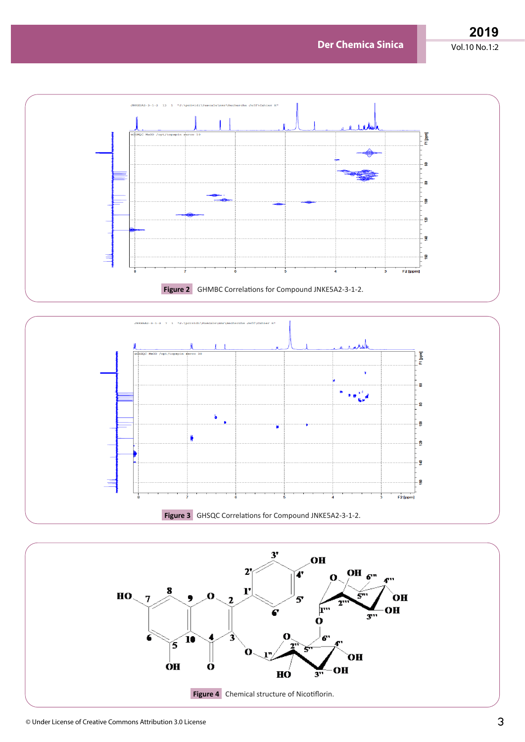Figure 2 GHMBC Correlations for Compound JNKE5A2-3-1-2.

Figure 3 GHSQC Correlations for Compound JNKE5A2-3-1-2.

Figure 4 Chemical structure of Nicotiflorin.

© Under License of Creative Commons Attribution 3.0 License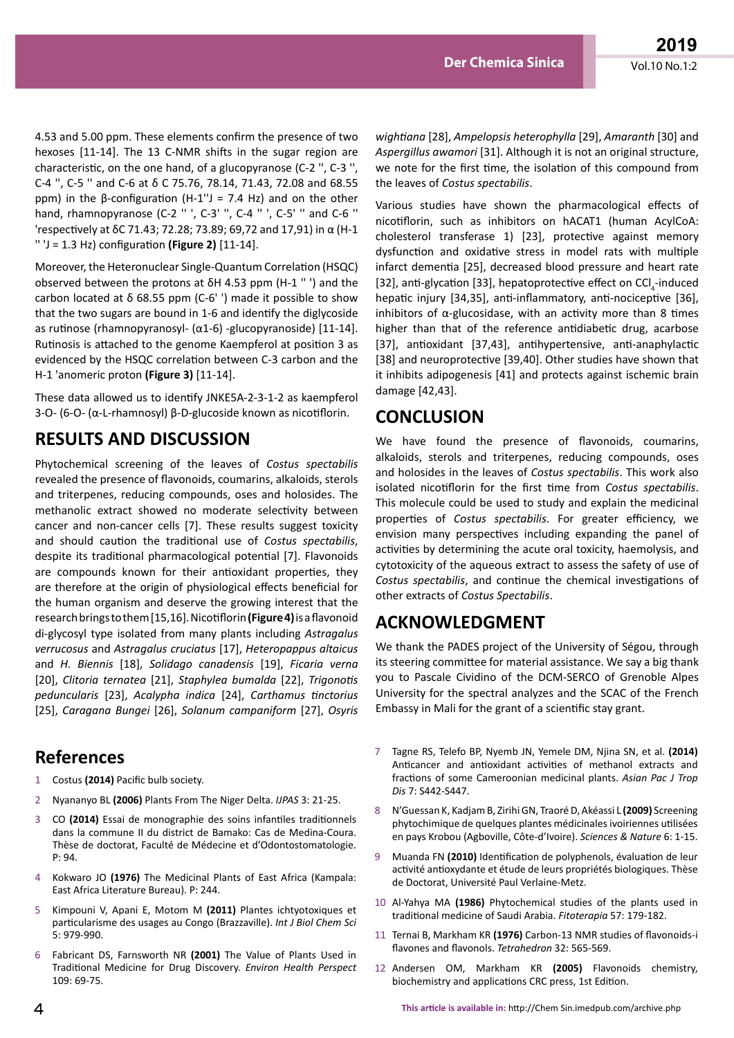4.53 and 5.00 ppm. These elements confirm the presence of two hexoses [11-14]. The 13 C-NMR shifts in the sugar region are characteristic, on the one hand, of a glucopyranose (C-2 '', C-3 '', C-4 '', C-5 '' and C-6 at δ C 75.76, 78.14, 71.43, 72.08 and 68.55 ppm) in the β-configuration (H-1''J = 7.4 Hz) and on the other hand, rhamnopyranose (C-2 '' ', C-3' '', C-4 '' ', C-5' '' and C-6 '' 'respectively at δC 71.43; 72.28; 73.89; 69,72 and 17,91) in α (H-1 '' 'J = 1.3 Hz) configuration **(Figure 2)** [11-14].

Moreover, the Heteronuclear Single-Quantum Correlation (HSQC) observed between the protons at δH 4.53 ppm (H-1 '' ') and the carbon located at δ 68.55 ppm (C-6' ') made it possible to show that the two sugars are bound in 1-6 and identify the diglycoside as rutinose (rhamnopyranosyl- (α1-6) -glucopyranoside) [11-14]. Rutinosis is attached to the genome Kaempferol at position 3 as evidenced by the HSQC correlation between C-3 carbon and the H-1 'anomeric proton **(Figure 3)** [11-14].

These data allowed us to identify JNKE5A-2-3-1-2 as kaempferol 3-O- (6-O- (α-L-rhamnosyl) β-D-glucoside known as nicotiflorin.

## RESULTS AND DISCUSSION

Phytochemical screening of the leaves of *Costus spectabilis* revealed the presence of flavonoids, coumarins, alkaloids, sterols and triterpenes, reducing compounds, oses and holosides. The methanolic extract showed no moderate selectivity between cancer and non-cancer cells [7]. These results suggest toxicity and should caution the traditional use of *Costus spectabilis*, despite its traditional pharmacological potential [7]. Flavonoids are compounds known for their antioxidant properties, they are therefore at the origin of physiological effects beneficial for the human organism and deserve the growing interest that the research brings to them [15,16]. Nicotiflorin **(Figure 4)** is a flavonoid di-glycosyl type isolated from many plants including *Astragalus verrucosus* and *Astragalus cruciatus* [17], *Heteropappus altaicus* and *H. Biennis* [18], *Solidago canadensis* [19], *Ficaria verna* [20], *Clitoria ternatea* [21], *Staphylea bumalda* [22], *Trigonotis peduncularis* [23], *Acalypha indica* [24], *Carthamus tinctorius* [25], *Caragana Bungei* [26], *Solanum campaniform* [27], *Osyris wightiana* [28], *Ampelopsis heterophylla* [29], *Amaranth* [30] and *Aspergillus awamori* [31]. Although it is not an original structure, we note for the first time, the isolation of this compound from the leaves of *Costus spectabilis*.

Various studies have shown the pharmacological effects of nicotiflorin, such as inhibitors on hACAT1 (human AcylCoA: cholesterol transferase 1) [23], protective against memory dysfunction and oxidative stress in model rats with multiple infarct dementia [25], decreased blood pressure and heart rate [32], anti-glycation [33], hepatoprotective effect on $CCl_4$-induced hepatic injury [34,35], anti-inflammatory, anti-nociceptive [36], inhibitors of α-glucosidase, with an activity more than 8 times higher than that of the reference antidiabetic drug, acarbose [37], antioxidant [37,43], antihypertensive, anti-anaphylactic [38] and neuroprotective [39,40]. Other studies have shown that it inhibits adipogenesis [41] and protects against ischemic brain damage [42,43].

## CONCLUSION

We have found the presence of flavonoids, coumarins, alkaloids, sterols and triterpenes, reducing compounds, oses and holosides in the leaves of *Costus spectabilis*. This work also isolated nicotiflorin for the first time from *Costus spectabilis*. This molecule could be used to study and explain the medicinal properties of *Costus spectabilis*. For greater efficiency, we envision many perspectives including expanding the panel of activities by determining the acute oral toxicity, haemolysis, and cytotoxicity of the aqueous extract to assess the safety of use of *Costus spectabilis*, and continue the chemical investigations of other extracts of *Costus Spectabilis*.

## ACKNOWLEDGMENT

We thank the PADES project of the University of Ségou, through its steering committee for material assistance. We say a big thank you to Pascale Cividino of the DCM-SERCO of Grenoble Alpes University for the spectral analyzes and the SCAC of the French Embassy in Mali for the grant of a scientific stay grant.

## References

1. Costus **(2014)** Pacific bulb society.
2. Nyananyo BL **(2006)** Plants From The Niger Delta. *IJPAS* 3: 21-25.
3. CO **(2014)** Essai de monographie des soins infantiles traditionnels dans la commune II du district de Bamako: Cas de Medina-Coura. Thèse de doctorat, Faculté de Médecine et d'Odontostomatologie. P: 94.
4. Kokwaro JO **(1976)** The Medicinal Plants of East Africa (Kampala: East Africa Literature Bureau). P: 244.
5. Kimpouni V, Apani E, Motom M **(2011)** Plantes ichtyotoxiques et particularisme des usages au Congo (Brazzaville). *Int J Biol Chem Sci* 5: 979-990.
6. Fabricant DS, Farnsworth NR **(2001)** The Value of Plants Used in Traditional Medicine for Drug Discovery. *Environ Health Perspect* 109: 69-75.
7. Tagne RS, Telefo BP, Nyemb JN, Yemele DM, Njina SN, et al. **(2014)** Anticancer and antioxidant activities of methanol extracts and fractions of some Cameroonian medicinal plants. *Asian Pac J Trop Dis* 7: S442-S447.
8. N'Guessan K, Kadjam B, Zirihi GN, Traoré D, Akéassi L **(2009)** Screening phytochimique de quelques plantes médicinales ivoiriennes utilisées en pays Krobou (Agboville, Côte-d'Ivoire). *Sciences & Nature* 6: 1-15.
9. Muanda FN **(2010)** Identification de polyphenols, évaluation de leur activité antioxydante et étude de leurs propriétés biologiques. Thèse de Doctorat, Université Paul Verlaine-Metz.
10. Al-Yahya MA **(1986)** Phytochemical studies of the plants used in traditional medicine of Saudi Arabia. *Fitoterapia* 57: 179-182.
11. Ternai B, Markham KR **(1976)** Carbon-13 NMR studies of flavonoids-i flavones and flavonols. *Tetrahedron* 32: 565-569.
12. Andersen OM, Markham KR **(2005)** Flavonoids chemistry, biochemistry and applications CRC press, 1st Edition.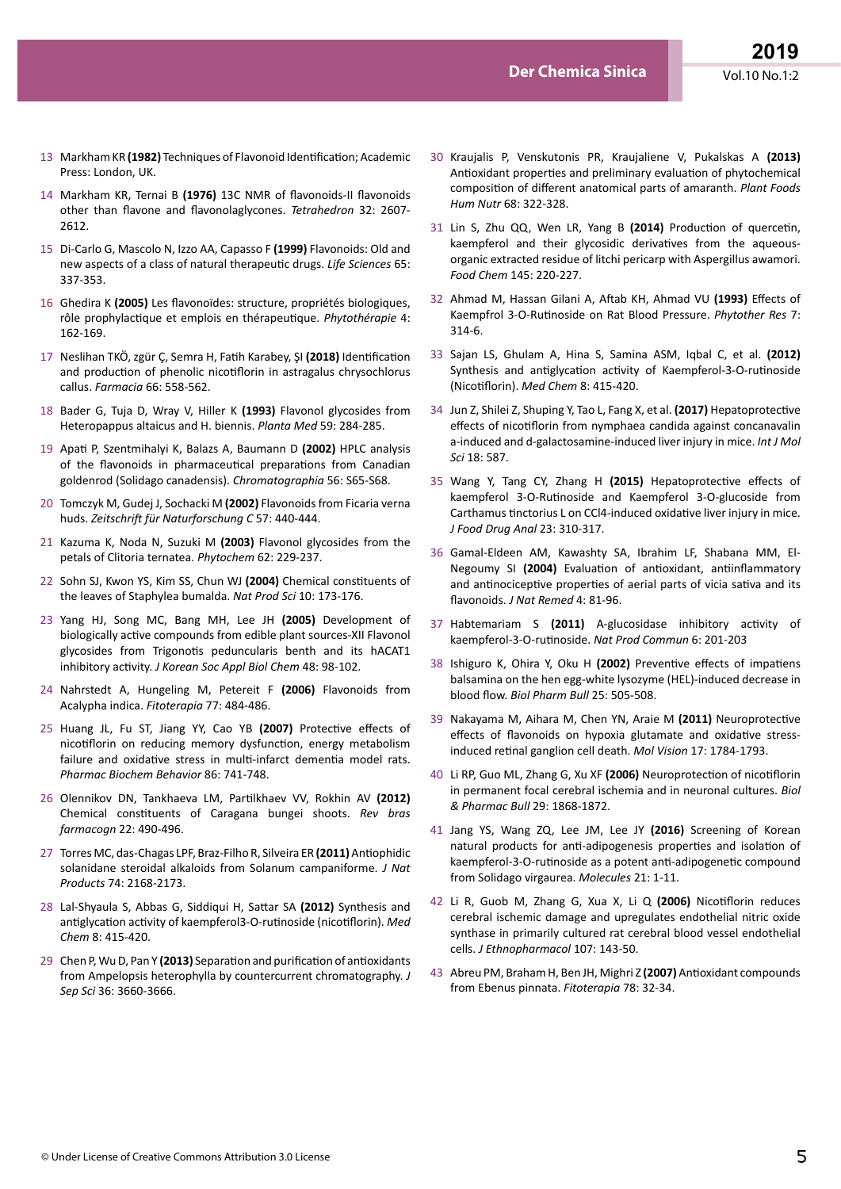13 Markham KR **(1982)** Techniques of Flavonoid Identification; Academic Press: London, UK.

14 Markham KR, Ternai B **(1976)** 13C NMR of flavonoids-II flavonoids other than flavone and flavonolaglycones. *Tetrahedron* 32: 2607-2612.

15 Di-Carlo G, Mascolo N, Izzo AA, Capasso F **(1999)** Flavonoids: Old and new aspects of a class of natural therapeutic drugs. *Life Sciences* 65: 337-353.

16 Ghedira K **(2005)** Les flavonoïdes: structure, propriétés biologiques, rôle prophylactique et emplois en thérapeutique. *Phytothérapie* 4: 162-169.

17 Neslihan TKÖ, zgür Ç, Semra H, Fatih Karabey, ŞI **(2018)** Identification and production of phenolic nicotiflorin in astragalus chrysochlorus callus. *Farmacia* 66: 558-562.

18 Bader G, Tuja D, Wray V, Hiller K **(1993)** Flavonol glycosides from Heteropappus altaicus and H. biennis. *Planta Med* 59: 284-285.

19 Apati P, Szentmihalyi K, Balazs A, Baumann D **(2002)** HPLC analysis of the flavonoids in pharmaceutical preparations from Canadian goldenrod (Solidago canadensis). *Chromatographia* 56: S65-S68.

20 Tomczyk M, Gudej J, Sochacki M **(2002)** Flavonoids from Ficaria verna huds. *Zeitschrift für Naturforschung C* 57: 440-444.

21 Kazuma K, Noda N, Suzuki M **(2003)** Flavonol glycosides from the petals of Clitoria ternatea. *Phytochem* 62: 229-237.

22 Sohn SJ, Kwon YS, Kim SS, Chun WJ **(2004)** Chemical constituents of the leaves of Staphylea bumalda. *Nat Prod Sci* 10: 173-176.

23 Yang HJ, Song MC, Bang MH, Lee JH **(2005)** Development of biologically active compounds from edible plant sources-XII Flavonol glycosides from Trigonotis peduncularis benth and its hACAT1 inhibitory activity. *J Korean Soc Appl Biol Chem* 48: 98-102.

24 Nahrstedt A, Hungeling M, Petereit F **(2006)** Flavonoids from Acalypha indica. *Fitoterapia* 77: 484-486.

25 Huang JL, Fu ST, Jiang YY, Cao YB **(2007)** Protective effects of nicotiflorin on reducing memory dysfunction, energy metabolism failure and oxidative stress in multi-infarct dementia model rats. *Pharmac Biochem Behavior* 86: 741-748.

26 Olennikov DN, Tankhaeva LM, Partilkhaev VV, Rokhin AV **(2012)** Chemical constituents of Caragana bungei shoots. *Rev bras farmacogn* 22: 490-496.

27 Torres MC, das-Chagas LPF, Braz-Filho R, Silveira ER **(2011)** Antiophidic solanidane steroidal alkaloids from Solanum campaniforme. *J Nat Products* 74: 2168-2173.

28 Lal-Shyaula S, Abbas G, Siddiqui H, Sattar SA **(2012)** Synthesis and antiglycation activity of kaempferol3-O-rutinoside (nicotiflorin). *Med Chem* 8: 415-420.

29 Chen P, Wu D, Pan Y **(2013)** Separation and purification of antioxidants from Ampelopsis heterophylla by countercurrent chromatography. *J Sep Sci* 36: 3660-3666.

30 Kraujalis P, Venskutonis PR, Kraujaliene V, Pukalskas A **(2013)** Antioxidant properties and preliminary evaluation of phytochemical composition of different anatomical parts of amaranth. *Plant Foods Hum Nutr* 68: 322-328.

31 Lin S, Zhu QQ, Wen LR, Yang B **(2014)** Production of quercetin, kaempferol and their glycosidic derivatives from the aqueous-organic extracted residue of litchi pericarp with Aspergillus awamori. *Food Chem* 145: 220-227.

32 Ahmad M, Hassan Gilani A, Aftab KH, Ahmad VU **(1993)** Effects of Kaempfrol 3-O-Rutinoside on Rat Blood Pressure. *Phytother Res* 7: 314-6.

33 Sajan LS, Ghulam A, Hina S, Samina ASM, Iqbal C, et al. **(2012)** Synthesis and antiglycation activity of Kaempferol-3-O-rutinoside (Nicotiflorin). *Med Chem* 8: 415-420.

34 Jun Z, Shilei Z, Shuping Y, Tao L, Fang X, et al. **(2017)** Hepatoprotective effects of nicotiflorin from nymphaea candida against concanavalin a-induced and d-galactosamine-induced liver injury in mice. *Int J Mol Sci* 18: 587.

35 Wang Y, Tang CY, Zhang H **(2015)** Hepatoprotective effects of kaempferol 3-O-Rutinoside and Kaempferol 3-O-glucoside from Carthamus tinctorius L on CCl4-induced oxidative liver injury in mice. *J Food Drug Anal* 23: 310-317.

36 Gamal-Eldeen AM, Kawashty SA, Ibrahim LF, Shabana MM, El-Negoumy SI **(2004)** Evaluation of antioxidant, antiinflammatory and antinociceptive properties of aerial parts of vicia sativa and its flavonoids. *J Nat Remed* 4: 81-96.

37 Habtemariam S **(2011)** A-glucosidase inhibitory activity of kaempferol-3-O-rutinoside. *Nat Prod Commun* 6: 201-203

38 Ishiguro K, Ohira Y, Oku H **(2002)** Preventive effects of impatiens balsamina on the hen egg-white lysozyme (HEL)-induced decrease in blood flow. *Biol Pharm Bull* 25: 505-508.

39 Nakayama M, Aihara M, Chen YN, Araie M **(2011)** Neuroprotective effects of flavonoids on hypoxia glutamate and oxidative stress-induced retinal ganglion cell death. *Mol Vision* 17: 1784-1793.

40 Li RP, Guo ML, Zhang G, Xu XF **(2006)** Neuroprotection of nicotiflorin in permanent focal cerebral ischemia and in neuronal cultures. *Biol & Pharmac Bull* 29: 1868-1872.

41 Jang YS, Wang ZQ, Lee JM, Lee JY **(2016)** Screening of Korean natural products for anti-adipogenesis properties and isolation of kaempferol-3-O-rutinoside as a potent anti-adipogenetic compound from Solidago virgaurea. *Molecules* 21: 1-11.

42 Li R, Guob M, Zhang G, Xua X, Li Q **(2006)** Nicotiflorin reduces cerebral ischemic damage and upregulates endothelial nitric oxide synthase in primarily cultured rat cerebral blood vessel endothelial cells. *J Ethnopharmacol* 107: 143-50.

43 Abreu PM, Braham H, Ben JH, Mighri Z **(2007)** Antioxidant compounds from Ebenus pinnata. *Fitoterapia* 78: 32-34.